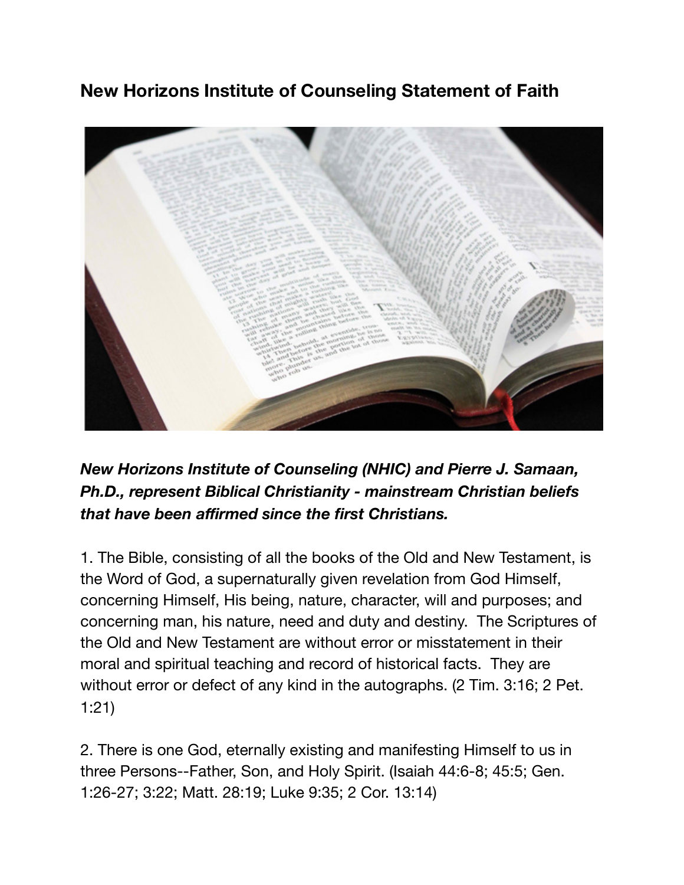## New Horizons Institute of Counseling Statement of Faith

***New Horizons Institute of Counseling (NHIC) and Pierre J. Samaan, Ph.D., represent Biblical Christianity - mainstream Christian beliefs that have been affirmed since the first Christians.***

1. The Bible, consisting of all the books of the Old and New Testament, is the Word of God, a supernaturally given revelation from God Himself, concerning Himself, His being, nature, character, will and purposes; and concerning man, his nature, need and duty and destiny. The Scriptures of the Old and New Testament are without error or misstatement in their moral and spiritual teaching and record of historical facts. They are without error or defect of any kind in the autographs. (2 Tim. 3:16; 2 Pet. 1:21)

2. There is one God, eternally existing and manifesting Himself to us in three Persons--Father, Son, and Holy Spirit. (Isaiah 44:6-8; 45:5; Gen. 1:26-27; 3:22; Matt. 28:19; Luke 9:35; 2 Cor. 13:14)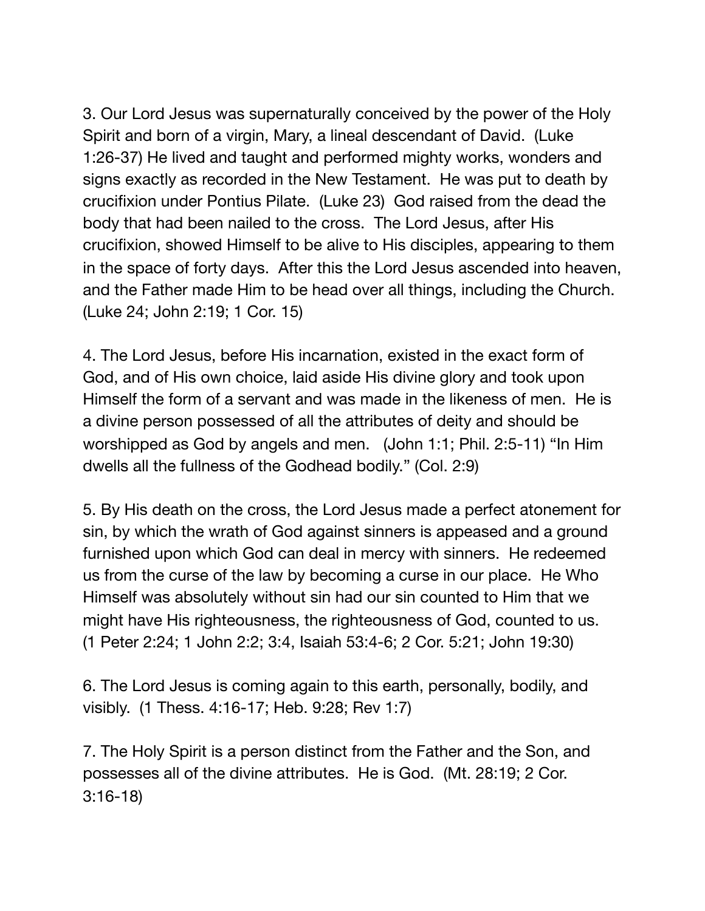3. Our Lord Jesus was supernaturally conceived by the power of the Holy Spirit and born of a virgin, Mary, a lineal descendant of David. (Luke 1:26-37) He lived and taught and performed mighty works, wonders and signs exactly as recorded in the New Testament. He was put to death by crucifixion under Pontius Pilate. (Luke 23) God raised from the dead the body that had been nailed to the cross. The Lord Jesus, after His crucifixion, showed Himself to be alive to His disciples, appearing to them in the space of forty days. After this the Lord Jesus ascended into heaven, and the Father made Him to be head over all things, including the Church. (Luke 24; John 2:19; 1 Cor. 15)

4. The Lord Jesus, before His incarnation, existed in the exact form of God, and of His own choice, laid aside His divine glory and took upon Himself the form of a servant and was made in the likeness of men. He is a divine person possessed of all the attributes of deity and should be worshipped as God by angels and men. (John 1:1; Phil. 2:5-11) "In Him dwells all the fullness of the Godhead bodily." (Col. 2:9)

5. By His death on the cross, the Lord Jesus made a perfect atonement for sin, by which the wrath of God against sinners is appeased and a ground furnished upon which God can deal in mercy with sinners. He redeemed us from the curse of the law by becoming a curse in our place. He Who Himself was absolutely without sin had our sin counted to Him that we might have His righteousness, the righteousness of God, counted to us. (1 Peter 2:24; 1 John 2:2; 3:4, Isaiah 53:4-6; 2 Cor. 5:21; John 19:30)

6. The Lord Jesus is coming again to this earth, personally, bodily, and visibly. (1 Thess. 4:16-17; Heb. 9:28; Rev 1:7)

7. The Holy Spirit is a person distinct from the Father and the Son, and possesses all of the divine attributes. He is God. (Mt. 28:19; 2 Cor. 3:16-18)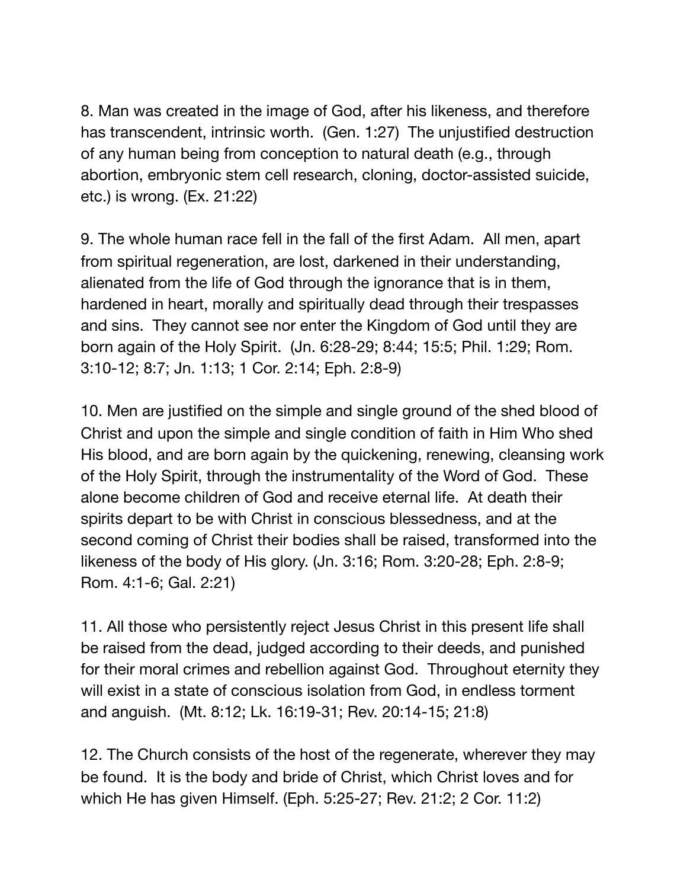8. Man was created in the image of God, after his likeness, and therefore has transcendent, intrinsic worth. (Gen. 1:27) The unjustified destruction of any human being from conception to natural death (e.g., through abortion, embryonic stem cell research, cloning, doctor-assisted suicide, etc.) is wrong. (Ex. 21:22)

9. The whole human race fell in the fall of the first Adam. All men, apart from spiritual regeneration, are lost, darkened in their understanding, alienated from the life of God through the ignorance that is in them, hardened in heart, morally and spiritually dead through their trespasses and sins. They cannot see nor enter the Kingdom of God until they are born again of the Holy Spirit. (Jn. 6:28-29; 8:44; 15:5; Phil. 1:29; Rom. 3:10-12; 8:7; Jn. 1:13; 1 Cor. 2:14; Eph. 2:8-9)

10. Men are justified on the simple and single ground of the shed blood of Christ and upon the simple and single condition of faith in Him Who shed His blood, and are born again by the quickening, renewing, cleansing work of the Holy Spirit, through the instrumentality of the Word of God. These alone become children of God and receive eternal life. At death their spirits depart to be with Christ in conscious blessedness, and at the second coming of Christ their bodies shall be raised, transformed into the likeness of the body of His glory. (Jn. 3:16; Rom. 3:20-28; Eph. 2:8-9; Rom. 4:1-6; Gal. 2:21)

11. All those who persistently reject Jesus Christ in this present life shall be raised from the dead, judged according to their deeds, and punished for their moral crimes and rebellion against God. Throughout eternity they will exist in a state of conscious isolation from God, in endless torment and anguish. (Mt. 8:12; Lk. 16:19-31; Rev. 20:14-15; 21:8)

12. The Church consists of the host of the regenerate, wherever they may be found. It is the body and bride of Christ, which Christ loves and for which He has given Himself. (Eph. 5:25-27; Rev. 21:2; 2 Cor. 11:2)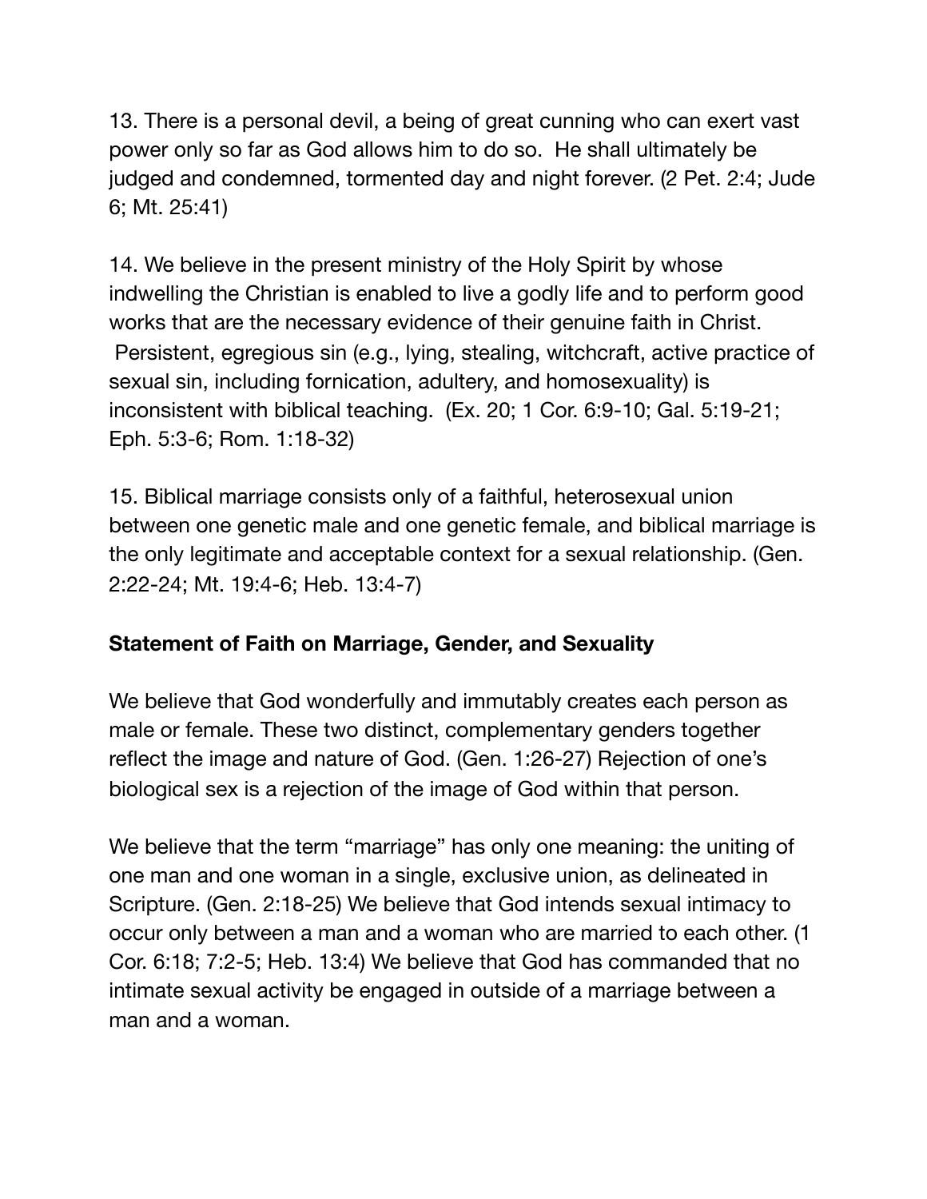13. There is a personal devil, a being of great cunning who can exert vast power only so far as God allows him to do so. He shall ultimately be judged and condemned, tormented day and night forever. (2 Pet. 2:4; Jude 6; Mt. 25:41)

14. We believe in the present ministry of the Holy Spirit by whose indwelling the Christian is enabled to live a godly life and to perform good works that are the necessary evidence of their genuine faith in Christ. Persistent, egregious sin (e.g., lying, stealing, witchcraft, active practice of sexual sin, including fornication, adultery, and homosexuality) is inconsistent with biblical teaching. (Ex. 20; 1 Cor. 6:9-10; Gal. 5:19-21; Eph. 5:3-6; Rom. 1:18-32)

15. Biblical marriage consists only of a faithful, heterosexual union between one genetic male and one genetic female, and biblical marriage is the only legitimate and acceptable context for a sexual relationship. (Gen. 2:22-24; Mt. 19:4-6; Heb. 13:4-7)

**Statement of Faith on Marriage, Gender, and Sexuality**

We believe that God wonderfully and immutably creates each person as male or female. These two distinct, complementary genders together reflect the image and nature of God. (Gen. 1:26-27) Rejection of one's biological sex is a rejection of the image of God within that person.

We believe that the term "marriage" has only one meaning: the uniting of one man and one woman in a single, exclusive union, as delineated in Scripture. (Gen. 2:18-25) We believe that God intends sexual intimacy to occur only between a man and a woman who are married to each other. (1 Cor. 6:18; 7:2-5; Heb. 13:4) We believe that God has commanded that no intimate sexual activity be engaged in outside of a marriage between a man and a woman.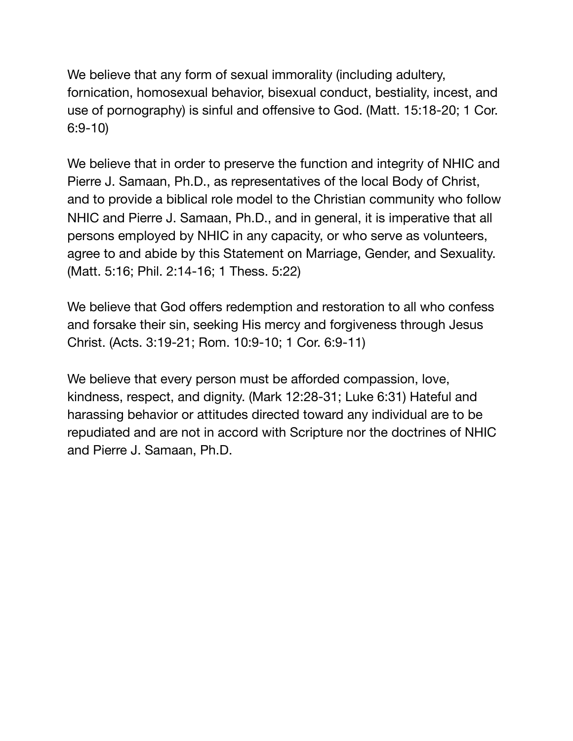We believe that any form of sexual immorality (including adultery, fornication, homosexual behavior, bisexual conduct, bestiality, incest, and use of pornography) is sinful and offensive to God. (Matt. 15:18-20; 1 Cor. 6:9-10)

We believe that in order to preserve the function and integrity of NHIC and Pierre J. Samaan, Ph.D., as representatives of the local Body of Christ, and to provide a biblical role model to the Christian community who follow NHIC and Pierre J. Samaan, Ph.D., and in general, it is imperative that all persons employed by NHIC in any capacity, or who serve as volunteers, agree to and abide by this Statement on Marriage, Gender, and Sexuality. (Matt. 5:16; Phil. 2:14-16; 1 Thess. 5:22)

We believe that God offers redemption and restoration to all who confess and forsake their sin, seeking His mercy and forgiveness through Jesus Christ. (Acts. 3:19-21; Rom. 10:9-10; 1 Cor. 6:9-11)

We believe that every person must be afforded compassion, love, kindness, respect, and dignity. (Mark 12:28-31; Luke 6:31) Hateful and harassing behavior or attitudes directed toward any individual are to be repudiated and are not in accord with Scripture nor the doctrines of NHIC and Pierre J. Samaan, Ph.D.